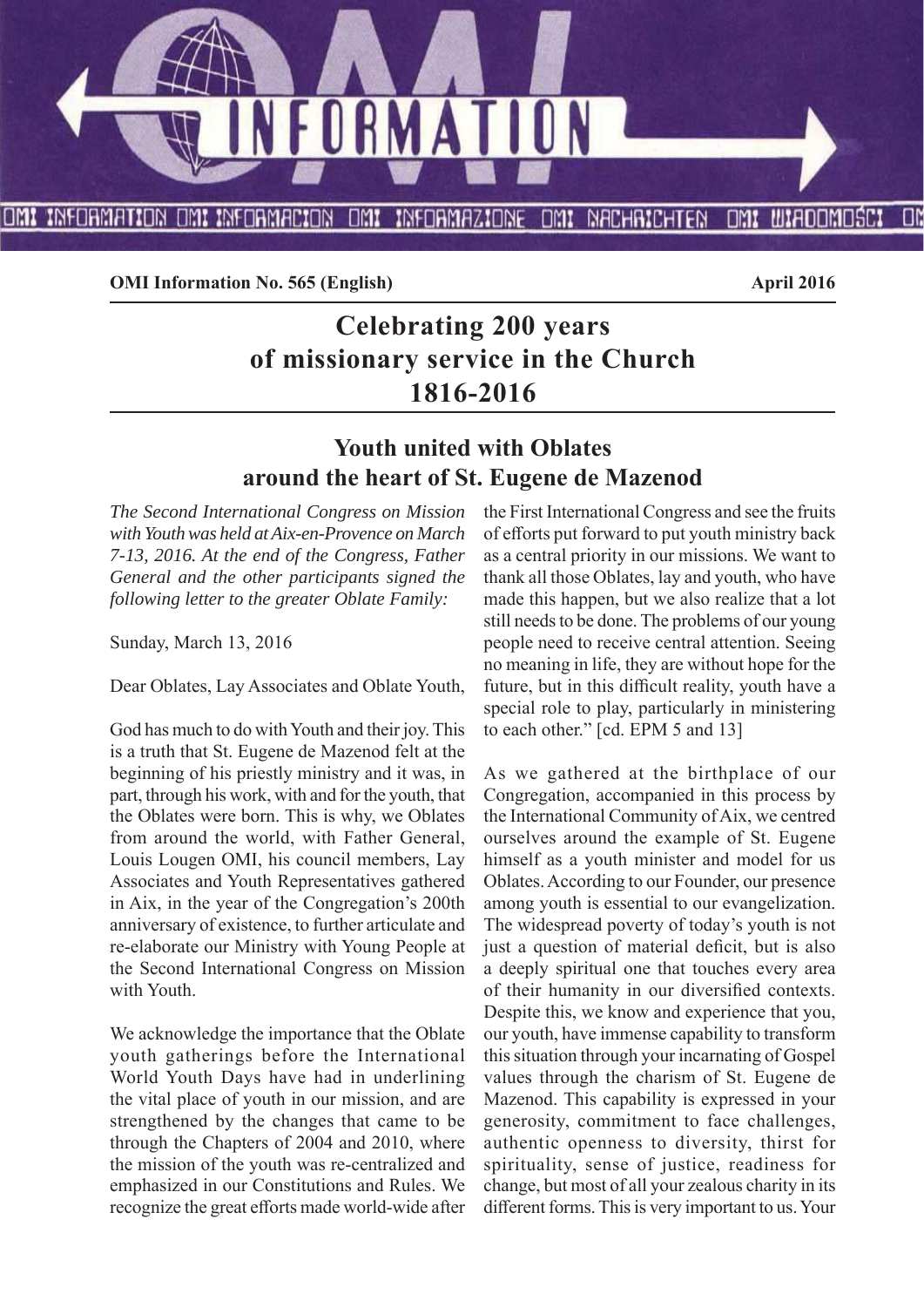OMI INFORMATION OMI INFORMACION OMI INFORMAZIONE OMI NACHRICHTEN OMI WIADOMOŚCI

**OMI Information No. 565 (English)** **April 2016**

# Celebrating 200 years of missionary service in the Church 1816-2016

## Youth united with Oblates around the heart of St. Eugene de Mazenod

*The Second International Congress on Mission with Youth was held at Aix-en-Provence on March 7-13, 2016. At the end of the Congress, Father General and the other participants signed the following letter to the greater Oblate Family:*

Sunday, March 13, 2016

Dear Oblates, Lay Associates and Oblate Youth,

God has much to do with Youth and their joy. This is a truth that St. Eugene de Mazenod felt at the beginning of his priestly ministry and it was, in part, through his work, with and for the youth, that the Oblates were born. This is why, we Oblates from around the world, with Father General, Louis Lougen OMI, his council members, Lay Associates and Youth Representatives gathered in Aix, in the year of the Congregation's 200th anniversary of existence, to further articulate and re-elaborate our Ministry with Young People at the Second International Congress on Mission with Youth.

We acknowledge the importance that the Oblate youth gatherings before the International World Youth Days have had in underlining the vital place of youth in our mission, and are strengthened by the changes that came to be through the Chapters of 2004 and 2010, where the mission of the youth was re-centralized and emphasized in our Constitutions and Rules. We recognize the great efforts made world-wide after the First International Congress and see the fruits of efforts put forward to put youth ministry back as a central priority in our missions. We want to thank all those Oblates, lay and youth, who have made this happen, but we also realize that a lot still needs to be done. The problems of our young people need to receive central attention. Seeing no meaning in life, they are without hope for the future, but in this difficult reality, youth have a special role to play, particularly in ministering to each other." [cd. EPM 5 and 13]

As we gathered at the birthplace of our Congregation, accompanied in this process by the International Community of Aix, we centred ourselves around the example of St. Eugene himself as a youth minister and model for us Oblates. According to our Founder, our presence among youth is essential to our evangelization. The widespread poverty of today's youth is not just a question of material deficit, but is also a deeply spiritual one that touches every area of their humanity in our diversified contexts. Despite this, we know and experience that you, our youth, have immense capability to transform this situation through your incarnating of Gospel values through the charism of St. Eugene de Mazenod. This capability is expressed in your generosity, commitment to face challenges, authentic openness to diversity, thirst for spirituality, sense of justice, readiness for change, but most of all your zealous charity in its different forms. This is very important to us. Your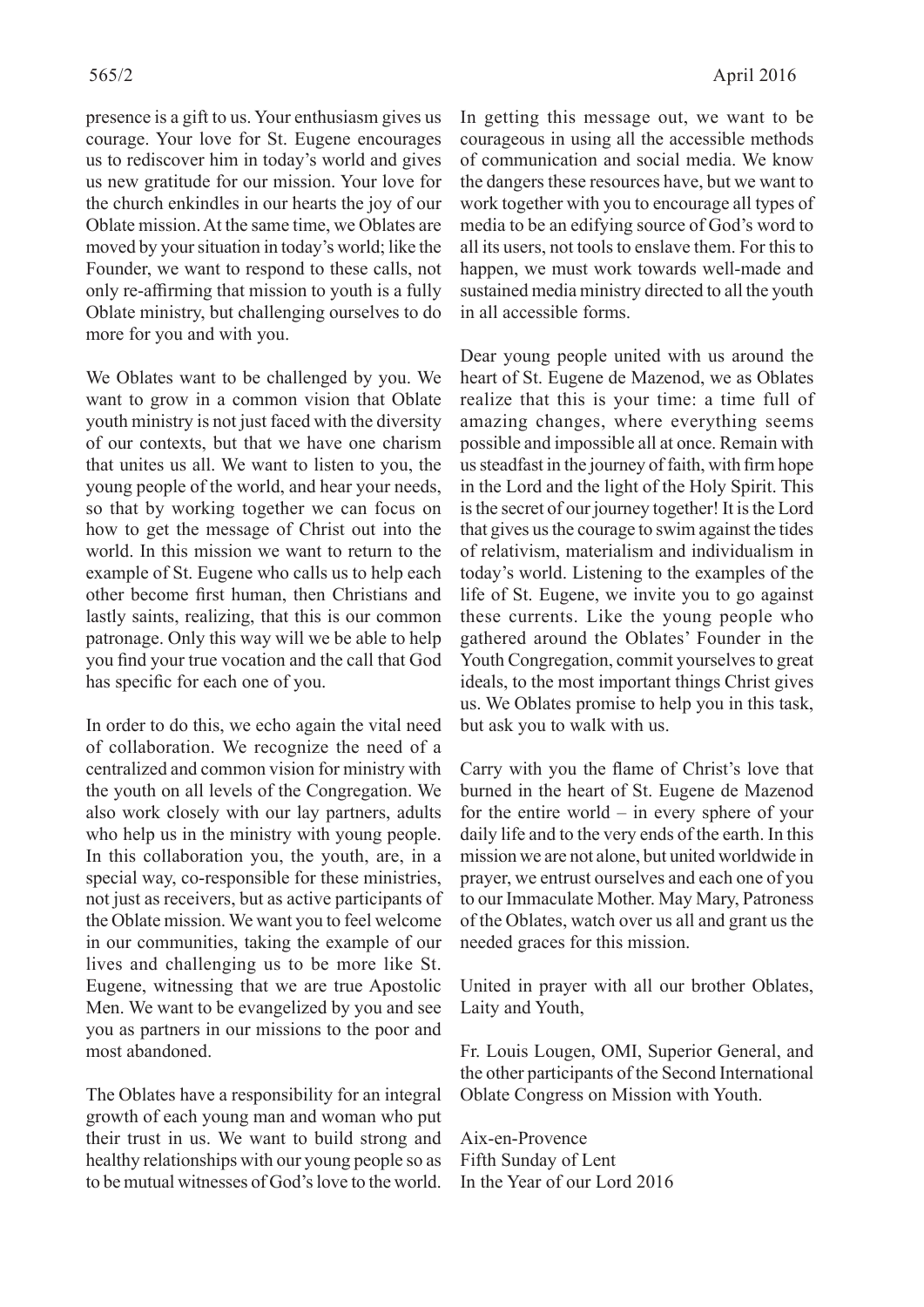presence is a gift to us. Your enthusiasm gives us courage. Your love for St. Eugene encourages us to rediscover him in today's world and gives us new gratitude for our mission. Your love for the church enkindles in our hearts the joy of our Oblate mission. At the same time, we Oblates are moved by your situation in today's world; like the Founder, we want to respond to these calls, not only re-affirming that mission to youth is a fully Oblate ministry, but challenging ourselves to do more for you and with you.

We Oblates want to be challenged by you. We want to grow in a common vision that Oblate youth ministry is not just faced with the diversity of our contexts, but that we have one charism that unites us all. We want to listen to you, the young people of the world, and hear your needs, so that by working together we can focus on how to get the message of Christ out into the world. In this mission we want to return to the example of St. Eugene who calls us to help each other become first human, then Christians and lastly saints, realizing, that this is our common patronage. Only this way will we be able to help you find your true vocation and the call that God has specific for each one of you.

In order to do this, we echo again the vital need of collaboration. We recognize the need of a centralized and common vision for ministry with the youth on all levels of the Congregation. We also work closely with our lay partners, adults who help us in the ministry with young people. In this collaboration you, the youth, are, in a special way, co-responsible for these ministries, not just as receivers, but as active participants of the Oblate mission. We want you to feel welcome in our communities, taking the example of our lives and challenging us to be more like St. Eugene, witnessing that we are true Apostolic Men. We want to be evangelized by you and see you as partners in our missions to the poor and most abandoned.

The Oblates have a responsibility for an integral growth of each young man and woman who put their trust in us. We want to build strong and healthy relationships with our young people so as to be mutual witnesses of God's love to the world. In getting this message out, we want to be courageous in using all the accessible methods of communication and social media. We know the dangers these resources have, but we want to work together with you to encourage all types of media to be an edifying source of God's word to all its users, not tools to enslave them. For this to happen, we must work towards well-made and sustained media ministry directed to all the youth in all accessible forms.

Dear young people united with us around the heart of St. Eugene de Mazenod, we as Oblates realize that this is your time: a time full of amazing changes, where everything seems possible and impossible all at once. Remain with us steadfast in the journey of faith, with firm hope in the Lord and the light of the Holy Spirit. This is the secret of our journey together! It is the Lord that gives us the courage to swim against the tides of relativism, materialism and individualism in today's world. Listening to the examples of the life of St. Eugene, we invite you to go against these currents. Like the young people who gathered around the Oblates' Founder in the Youth Congregation, commit yourselves to great ideals, to the most important things Christ gives us. We Oblates promise to help you in this task, but ask you to walk with us.

Carry with you the flame of Christ's love that burned in the heart of St. Eugene de Mazenod for the entire world – in every sphere of your daily life and to the very ends of the earth. In this mission we are not alone, but united worldwide in prayer, we entrust ourselves and each one of you to our Immaculate Mother. May Mary, Patroness of the Oblates, watch over us all and grant us the needed graces for this mission.

United in prayer with all our brother Oblates, Laity and Youth,

Fr. Louis Lougen, OMI, Superior General, and the other participants of the Second International Oblate Congress on Mission with Youth.

Aix-en-Provence
Fifth Sunday of Lent
In the Year of our Lord 2016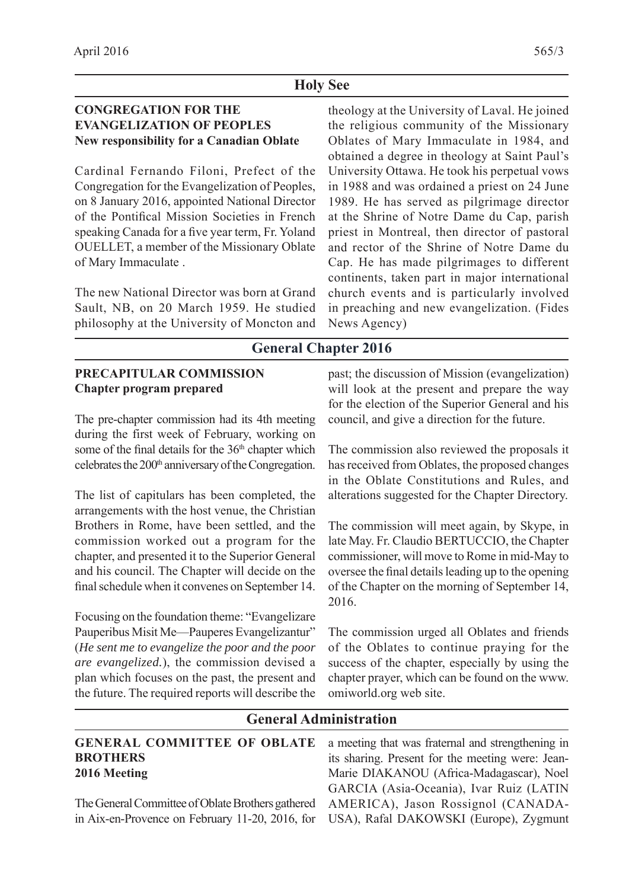## Holy See

### CONGREGATION FOR THE EVANGELIZATION OF PEOPLES
**New responsibility for a Canadian Oblate**

Cardinal Fernando Filoni, Prefect of the Congregation for the Evangelization of Peoples, on 8 January 2016, appointed National Director of the Pontifical Mission Societies in French speaking Canada for a five year term, Fr. Yoland OUELLET, a member of the Missionary Oblate of Mary Immaculate .

The new National Director was born at Grand Sault, NB, on 20 March 1959. He studied philosophy at the University of Moncton and theology at the University of Laval. He joined the religious community of the Missionary Oblates of Mary Immaculate in 1984, and obtained a degree in theology at Saint Paul's University Ottawa. He took his perpetual vows in 1988 and was ordained a priest on 24 June 1989. He has served as pilgrimage director at the Shrine of Notre Dame du Cap, parish priest in Montreal, then director of pastoral and rector of the Shrine of Notre Dame du Cap. He has made pilgrimages to different continents, taken part in major international church events and is particularly involved in preaching and new evangelization. (Fides News Agency)

## General Chapter 2016

### PRECAPITULAR COMMISSION
**Chapter program prepared**

The pre-chapter commission had its 4th meeting during the first week of February, working on some of the final details for the 36th chapter which celebrates the 200th anniversary of the Congregation.

The list of capitulars has been completed, the arrangements with the host venue, the Christian Brothers in Rome, have been settled, and the commission worked out a program for the chapter, and presented it to the Superior General and his council. The Chapter will decide on the final schedule when it convenes on September 14.

Focusing on the foundation theme: "Evangelizare Pauperibus Misit Me—Pauperes Evangelizantur" (*He sent me to evangelize the poor and the poor are evangelized.*), the commission devised a plan which focuses on the past, the present and the future. The required reports will describe the past; the discussion of Mission (evangelization) will look at the present and prepare the way for the election of the Superior General and his council, and give a direction for the future.

The commission also reviewed the proposals it has received from Oblates, the proposed changes in the Oblate Constitutions and Rules, and alterations suggested for the Chapter Directory.

The commission will meet again, by Skype, in late May. Fr. Claudio BERTUCCIO, the Chapter commissioner, will move to Rome in mid-May to oversee the final details leading up to the opening of the Chapter on the morning of September 14, 2016.

The commission urged all Oblates and friends of the Oblates to continue praying for the success of the chapter, especially by using the chapter prayer, which can be found on the www.omiworld.org web site.

## General Administration

### GENERAL COMMITTEE OF OBLATE BROTHERS
**2016 Meeting**

The General Committee of Oblate Brothers gathered in Aix-en-Provence on February 11-20, 2016, for a meeting that was fraternal and strengthening in its sharing. Present for the meeting were: Jean-Marie DIAKANOU (Africa-Madagascar), Noel GARCIA (Asia-Oceania), Ivar Ruiz (LATIN AMERICA), Jason Rossignol (CANADA-USA), Rafal DAKOWSKI (Europe), Zygmunt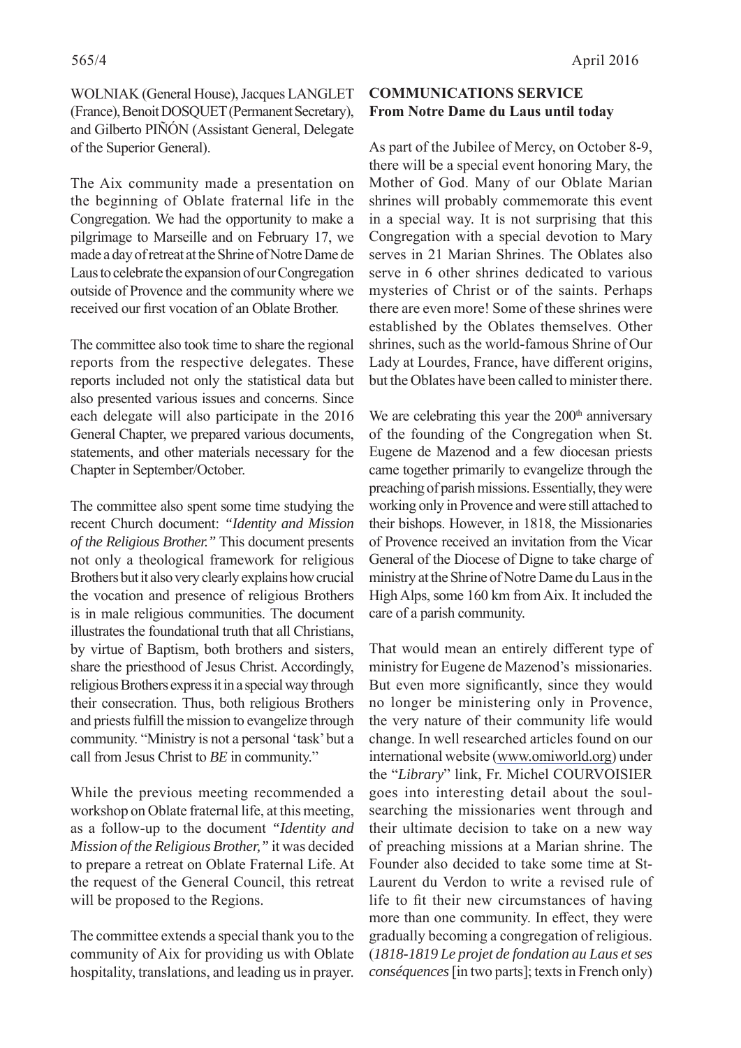WOLNIAK (General House), Jacques LANGLET (France), Benoit DOSQUET (Permanent Secretary), and Gilberto PIÑÓN (Assistant General, Delegate of the Superior General).

The Aix community made a presentation on the beginning of Oblate fraternal life in the Congregation. We had the opportunity to make a pilgrimage to Marseille and on February 17, we made a day of retreat at the Shrine of Notre Dame de Laus to celebrate the expansion of our Congregation outside of Provence and the community where we received our first vocation of an Oblate Brother.

The committee also took time to share the regional reports from the respective delegates. These reports included not only the statistical data but also presented various issues and concerns. Since each delegate will also participate in the 2016 General Chapter, we prepared various documents, statements, and other materials necessary for the Chapter in September/October.

The committee also spent some time studying the recent Church document: *"Identity and Mission of the Religious Brother."* This document presents not only a theological framework for religious Brothers but it also very clearly explains how crucial the vocation and presence of religious Brothers is in male religious communities. The document illustrates the foundational truth that all Christians, by virtue of Baptism, both brothers and sisters, share the priesthood of Jesus Christ. Accordingly, religious Brothers express it in a special way through their consecration. Thus, both religious Brothers and priests fulfill the mission to evangelize through community. "Ministry is not a personal 'task' but a call from Jesus Christ to *BE* in community."

While the previous meeting recommended a workshop on Oblate fraternal life, at this meeting, as a follow-up to the document *"Identity and Mission of the Religious Brother,"* it was decided to prepare a retreat on Oblate Fraternal Life. At the request of the General Council, this retreat will be proposed to the Regions.

The committee extends a special thank you to the community of Aix for providing us with Oblate hospitality, translations, and leading us in prayer.

## COMMUNICATIONS SERVICE
**From Notre Dame du Laus until today**

As part of the Jubilee of Mercy, on October 8-9, there will be a special event honoring Mary, the Mother of God. Many of our Oblate Marian shrines will probably commemorate this event in a special way. It is not surprising that this Congregation with a special devotion to Mary serves in 21 Marian Shrines. The Oblates also serve in 6 other shrines dedicated to various mysteries of Christ or of the saints. Perhaps there are even more! Some of these shrines were established by the Oblates themselves. Other shrines, such as the world-famous Shrine of Our Lady at Lourdes, France, have different origins, but the Oblates have been called to minister there.

We are celebrating this year the 200th anniversary of the founding of the Congregation when St. Eugene de Mazenod and a few diocesan priests came together primarily to evangelize through the preaching of parish missions. Essentially, they were working only in Provence and were still attached to their bishops. However, in 1818, the Missionaries of Provence received an invitation from the Vicar General of the Diocese of Digne to take charge of ministry at the Shrine of Notre Dame du Laus in the High Alps, some 160 km from Aix. It included the care of a parish community.

That would mean an entirely different type of ministry for Eugene de Mazenod's missionaries. But even more significantly, since they would no longer be ministering only in Provence, the very nature of their community life would change. In well researched articles found on our international website (www.omiworld.org) under the "*Library*" link, Fr. Michel COURVOISIER goes into interesting detail about the soul-searching the missionaries went through and their ultimate decision to take on a new way of preaching missions at a Marian shrine. The Founder also decided to take some time at St-Laurent du Verdon to write a revised rule of life to fit their new circumstances of having more than one community. In effect, they were gradually becoming a congregation of religious. (*1818-1819 Le projet de fondation au Laus et ses conséquences* [in two parts]; texts in French only)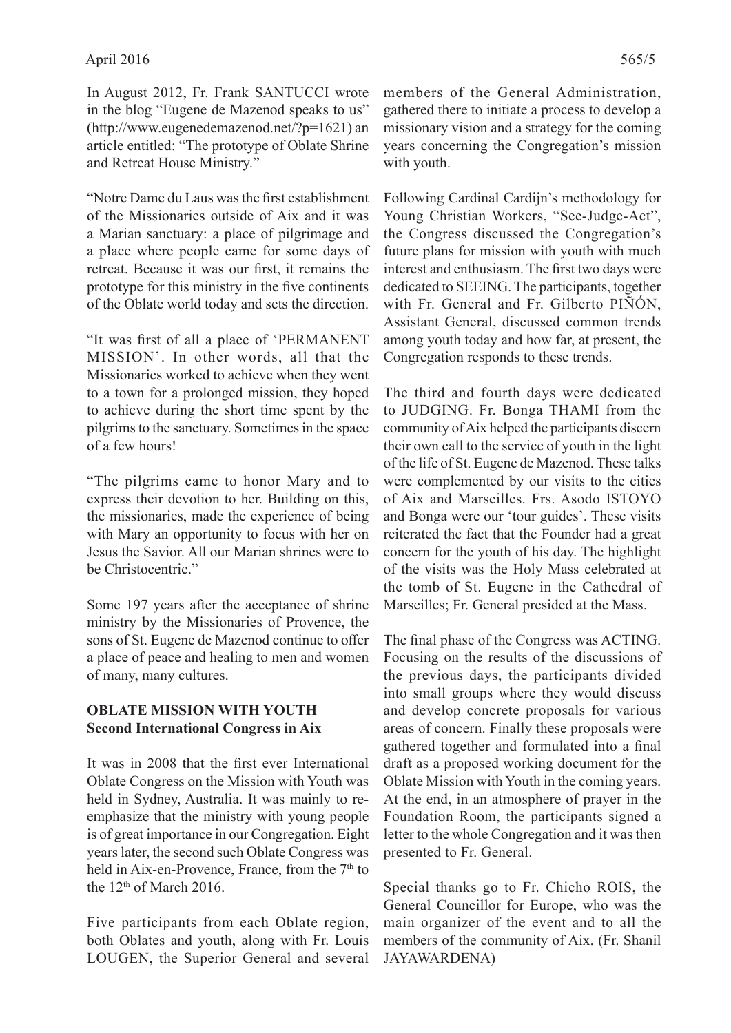In August 2012, Fr. Frank SANTUCCI wrote in the blog "Eugene de Mazenod speaks to us" (http://www.eugenedemazenod.net/?p=1621) an article entitled: "The prototype of Oblate Shrine and Retreat House Ministry."

"Notre Dame du Laus was the first establishment of the Missionaries outside of Aix and it was a Marian sanctuary: a place of pilgrimage and a place where people came for some days of retreat. Because it was our first, it remains the prototype for this ministry in the five continents of the Oblate world today and sets the direction.

"It was first of all a place of 'PERMANENT MISSION'. In other words, all that the Missionaries worked to achieve when they went to a town for a prolonged mission, they hoped to achieve during the short time spent by the pilgrims to the sanctuary. Sometimes in the space of a few hours!

"The pilgrims came to honor Mary and to express their devotion to her. Building on this, the missionaries, made the experience of being with Mary an opportunity to focus with her on Jesus the Savior. All our Marian shrines were to be Christocentric."

Some 197 years after the acceptance of shrine ministry by the Missionaries of Provence, the sons of St. Eugene de Mazenod continue to offer a place of peace and healing to men and women of many, many cultures.

**OBLATE MISSION WITH YOUTH**
**Second International Congress in Aix**

It was in 2008 that the first ever International Oblate Congress on the Mission with Youth was held in Sydney, Australia. It was mainly to re-emphasize that the ministry with young people is of great importance in our Congregation. Eight years later, the second such Oblate Congress was held in Aix-en-Provence, France, from the 7th to the 12th of March 2016.

Five participants from each Oblate region, both Oblates and youth, along with Fr. Louis LOUGEN, the Superior General and several members of the General Administration, gathered there to initiate a process to develop a missionary vision and a strategy for the coming years concerning the Congregation's mission with youth.

Following Cardinal Cardijn's methodology for Young Christian Workers, "See-Judge-Act", the Congress discussed the Congregation's future plans for mission with youth with much interest and enthusiasm. The first two days were dedicated to SEEING. The participants, together with Fr. General and Fr. Gilberto PIÑÓN, Assistant General, discussed common trends among youth today and how far, at present, the Congregation responds to these trends.

The third and fourth days were dedicated to JUDGING. Fr. Bonga THAMI from the community of Aix helped the participants discern their own call to the service of youth in the light of the life of St. Eugene de Mazenod. These talks were complemented by our visits to the cities of Aix and Marseilles. Frs. Asodo ISTOYO and Bonga were our 'tour guides'. These visits reiterated the fact that the Founder had a great concern for the youth of his day. The highlight of the visits was the Holy Mass celebrated at the tomb of St. Eugene in the Cathedral of Marseilles; Fr. General presided at the Mass.

The final phase of the Congress was ACTING. Focusing on the results of the discussions of the previous days, the participants divided into small groups where they would discuss and develop concrete proposals for various areas of concern. Finally these proposals were gathered together and formulated into a final draft as a proposed working document for the Oblate Mission with Youth in the coming years. At the end, in an atmosphere of prayer in the Foundation Room, the participants signed a letter to the whole Congregation and it was then presented to Fr. General.

Special thanks go to Fr. Chicho ROIS, the General Councillor for Europe, who was the main organizer of the event and to all the members of the community of Aix. (Fr. Shanil JAYAWARDENA)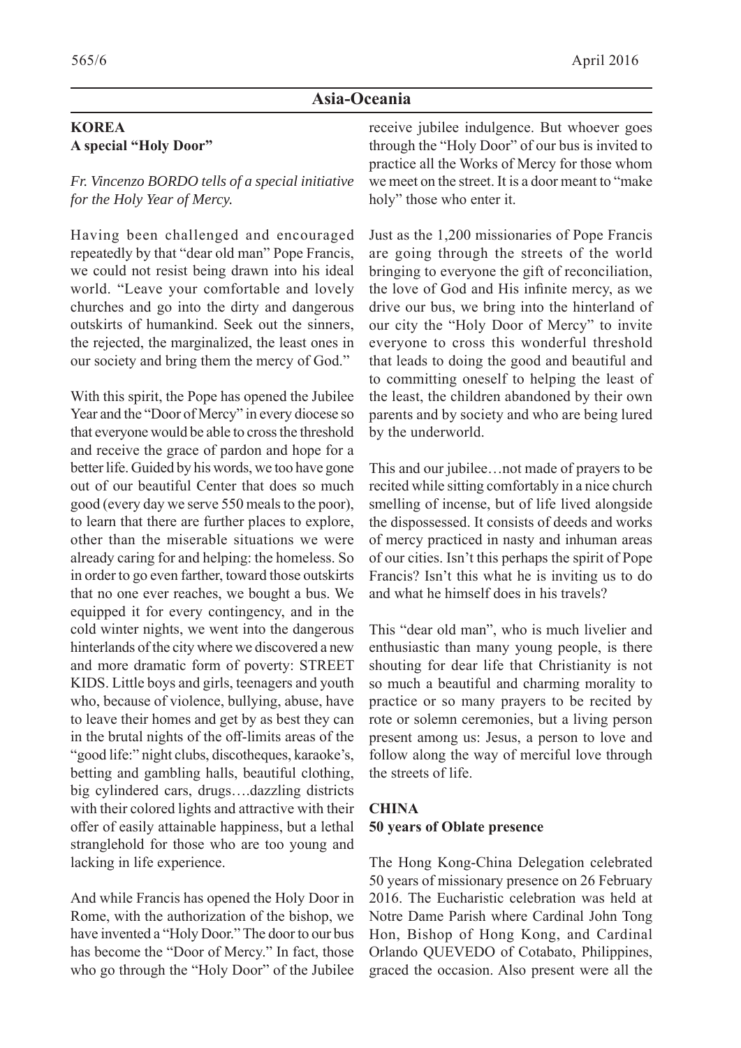## Asia-Oceania

### KOREA

**A special "Holy Door"**

*Fr. Vincenzo BORDO tells of a special initiative for the Holy Year of Mercy.*

Having been challenged and encouraged repeatedly by that "dear old man" Pope Francis, we could not resist being drawn into his ideal world. "Leave your comfortable and lovely churches and go into the dirty and dangerous outskirts of humankind. Seek out the sinners, the rejected, the marginalized, the least ones in our society and bring them the mercy of God."

With this spirit, the Pope has opened the Jubilee Year and the "Door of Mercy" in every diocese so that everyone would be able to cross the threshold and receive the grace of pardon and hope for a better life. Guided by his words, we too have gone out of our beautiful Center that does so much good (every day we serve 550 meals to the poor), to learn that there are further places to explore, other than the miserable situations we were already caring for and helping: the homeless. So in order to go even farther, toward those outskirts that no one ever reaches, we bought a bus. We equipped it for every contingency, and in the cold winter nights, we went into the dangerous hinterlands of the city where we discovered a new and more dramatic form of poverty: STREET KIDS. Little boys and girls, teenagers and youth who, because of violence, bullying, abuse, have to leave their homes and get by as best they can in the brutal nights of the off-limits areas of the "good life:" night clubs, discotheques, karaoke's, betting and gambling halls, beautiful clothing, big cylindered cars, drugs….dazzling districts with their colored lights and attractive with their offer of easily attainable happiness, but a lethal stranglehold for those who are too young and lacking in life experience.

And while Francis has opened the Holy Door in Rome, with the authorization of the bishop, we have invented a "Holy Door." The door to our bus has become the "Door of Mercy." In fact, those who go through the "Holy Door" of the Jubilee receive jubilee indulgence. But whoever goes through the "Holy Door" of our bus is invited to practice all the Works of Mercy for those whom we meet on the street. It is a door meant to "make holy" those who enter it.

Just as the 1,200 missionaries of Pope Francis are going through the streets of the world bringing to everyone the gift of reconciliation, the love of God and His infinite mercy, as we drive our bus, we bring into the hinterland of our city the "Holy Door of Mercy" to invite everyone to cross this wonderful threshold that leads to doing the good and beautiful and to committing oneself to helping the least of the least, the children abandoned by their own parents and by society and who are being lured by the underworld.

This and our jubilee…not made of prayers to be recited while sitting comfortably in a nice church smelling of incense, but of life lived alongside the dispossessed. It consists of deeds and works of mercy practiced in nasty and inhuman areas of our cities. Isn't this perhaps the spirit of Pope Francis? Isn't this what he is inviting us to do and what he himself does in his travels?

This "dear old man", who is much livelier and enthusiastic than many young people, is there shouting for dear life that Christianity is not so much a beautiful and charming morality to practice or so many prayers to be recited by rote or solemn ceremonies, but a living person present among us: Jesus, a person to love and follow along the way of merciful love through the streets of life.

### CHINA

**50 years of Oblate presence**

The Hong Kong-China Delegation celebrated 50 years of missionary presence on 26 February 2016. The Eucharistic celebration was held at Notre Dame Parish where Cardinal John Tong Hon, Bishop of Hong Kong, and Cardinal Orlando QUEVEDO of Cotabato, Philippines, graced the occasion. Also present were all the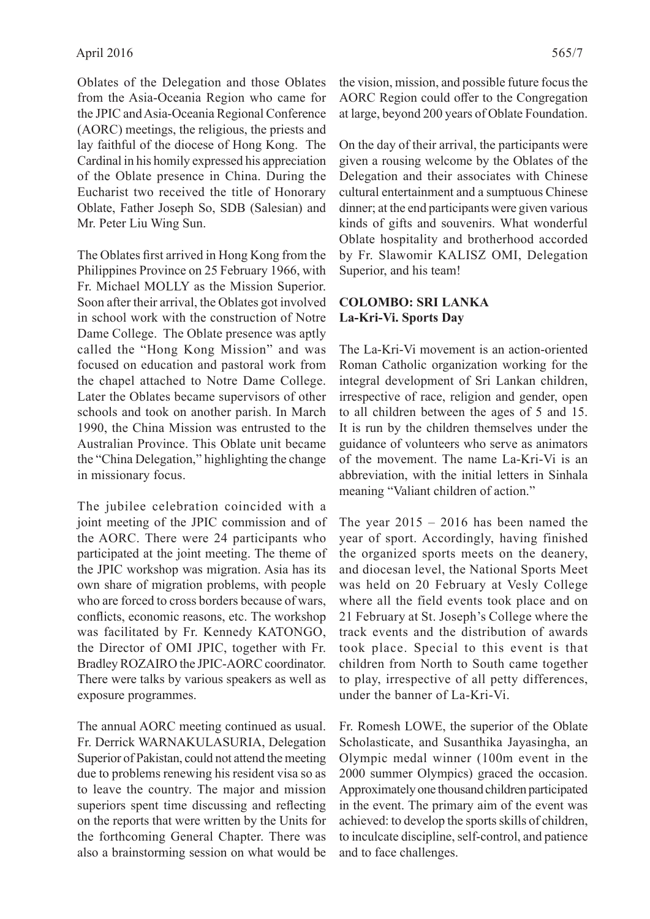Oblates of the Delegation and those Oblates from the Asia-Oceania Region who came for the JPIC and Asia-Oceania Regional Conference (AORC) meetings, the religious, the priests and lay faithful of the diocese of Hong Kong. The Cardinal in his homily expressed his appreciation of the Oblate presence in China. During the Eucharist two received the title of Honorary Oblate, Father Joseph So, SDB (Salesian) and Mr. Peter Liu Wing Sun.

The Oblates first arrived in Hong Kong from the Philippines Province on 25 February 1966, with Fr. Michael MOLLY as the Mission Superior. Soon after their arrival, the Oblates got involved in school work with the construction of Notre Dame College. The Oblate presence was aptly called the "Hong Kong Mission" and was focused on education and pastoral work from the chapel attached to Notre Dame College. Later the Oblates became supervisors of other schools and took on another parish. In March 1990, the China Mission was entrusted to the Australian Province. This Oblate unit became the "China Delegation," highlighting the change in missionary focus.

The jubilee celebration coincided with a joint meeting of the JPIC commission and of the AORC. There were 24 participants who participated at the joint meeting. The theme of the JPIC workshop was migration. Asia has its own share of migration problems, with people who are forced to cross borders because of wars, conflicts, economic reasons, etc. The workshop was facilitated by Fr. Kennedy KATONGO, the Director of OMI JPIC, together with Fr. Bradley ROZAIRO the JPIC-AORC coordinator. There were talks by various speakers as well as exposure programmes.

The annual AORC meeting continued as usual. Fr. Derrick WARNAKULASURIA, Delegation Superior of Pakistan, could not attend the meeting due to problems renewing his resident visa so as to leave the country. The major and mission superiors spent time discussing and reflecting on the reports that were written by the Units for the forthcoming General Chapter. There was also a brainstorming session on what would be the vision, mission, and possible future focus the AORC Region could offer to the Congregation at large, beyond 200 years of Oblate Foundation.

On the day of their arrival, the participants were given a rousing welcome by the Oblates of the Delegation and their associates with Chinese cultural entertainment and a sumptuous Chinese dinner; at the end participants were given various kinds of gifts and souvenirs. What wonderful Oblate hospitality and brotherhood accorded by Fr. Slawomir KALISZ OMI, Delegation Superior, and his team!

### COLOMBO: SRI LANKA
**La-Kri-Vi. Sports Day**

The La-Kri-Vi movement is an action-oriented Roman Catholic organization working for the integral development of Sri Lankan children, irrespective of race, religion and gender, open to all children between the ages of 5 and 15. It is run by the children themselves under the guidance of volunteers who serve as animators of the movement. The name La-Kri-Vi is an abbreviation, with the initial letters in Sinhala meaning "Valiant children of action."

The year 2015 – 2016 has been named the year of sport. Accordingly, having finished the organized sports meets on the deanery, and diocesan level, the National Sports Meet was held on 20 February at Vesly College where all the field events took place and on 21 February at St. Joseph's College where the track events and the distribution of awards took place. Special to this event is that children from North to South came together to play, irrespective of all petty differences, under the banner of La-Kri-Vi.

Fr. Romesh LOWE, the superior of the Oblate Scholasticate, and Susanthika Jayasingha, an Olympic medal winner (100m event in the 2000 summer Olympics) graced the occasion. Approximately one thousand children participated in the event. The primary aim of the event was achieved: to develop the sports skills of children, to inculcate discipline, self-control, and patience and to face challenges.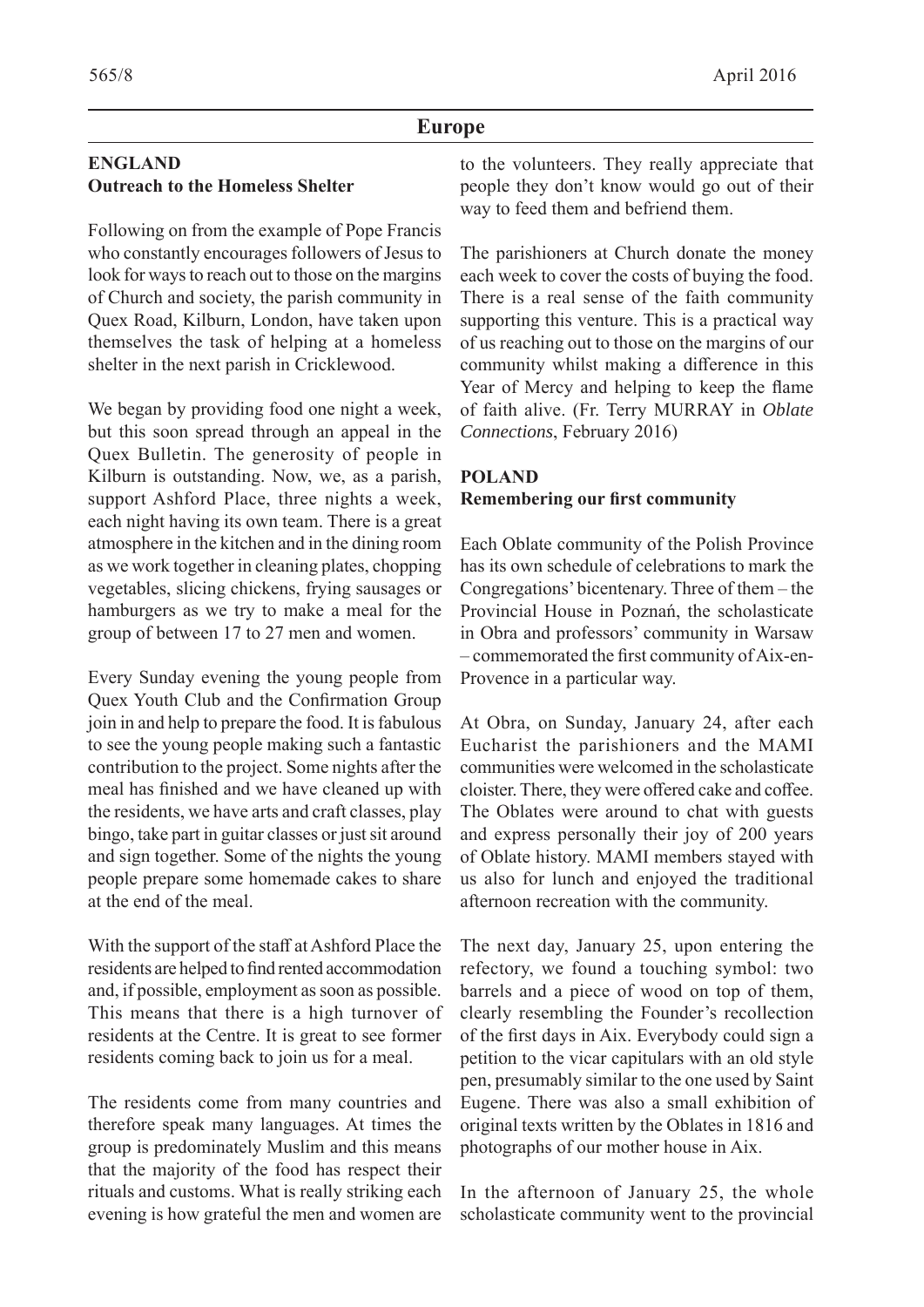## Europe

### ENGLAND

**Outreach to the Homeless Shelter**

Following on from the example of Pope Francis who constantly encourages followers of Jesus to look for ways to reach out to those on the margins of Church and society, the parish community in Quex Road, Kilburn, London, have taken upon themselves the task of helping at a homeless shelter in the next parish in Cricklewood.

We began by providing food one night a week, but this soon spread through an appeal in the Quex Bulletin. The generosity of people in Kilburn is outstanding. Now, we, as a parish, support Ashford Place, three nights a week, each night having its own team. There is a great atmosphere in the kitchen and in the dining room as we work together in cleaning plates, chopping vegetables, slicing chickens, frying sausages or hamburgers as we try to make a meal for the group of between 17 to 27 men and women.

Every Sunday evening the young people from Quex Youth Club and the Confirmation Group join in and help to prepare the food. It is fabulous to see the young people making such a fantastic contribution to the project. Some nights after the meal has finished and we have cleaned up with the residents, we have arts and craft classes, play bingo, take part in guitar classes or just sit around and sign together. Some of the nights the young people prepare some homemade cakes to share at the end of the meal.

With the support of the staff at Ashford Place the residents are helped to find rented accommodation and, if possible, employment as soon as possible. This means that there is a high turnover of residents at the Centre. It is great to see former residents coming back to join us for a meal.

The residents come from many countries and therefore speak many languages. At times the group is predominately Muslim and this means that the majority of the food has respect their rituals and customs. What is really striking each evening is how grateful the men and women are to the volunteers. They really appreciate that people they don't know would go out of their way to feed them and befriend them.

The parishioners at Church donate the money each week to cover the costs of buying the food. There is a real sense of the faith community supporting this venture. This is a practical way of us reaching out to those on the margins of our community whilst making a difference in this Year of Mercy and helping to keep the flame of faith alive. (Fr. Terry MURRAY in *Oblate Connections*, February 2016)

### POLAND

**Remembering our first community**

Each Oblate community of the Polish Province has its own schedule of celebrations to mark the Congregations' bicentenary. Three of them – the Provincial House in Poznań, the scholasticate in Obra and professors' community in Warsaw – commemorated the first community of Aix-en-Provence in a particular way.

At Obra, on Sunday, January 24, after each Eucharist the parishioners and the MAMI communities were welcomed in the scholasticate cloister. There, they were offered cake and coffee. The Oblates were around to chat with guests and express personally their joy of 200 years of Oblate history. MAMI members stayed with us also for lunch and enjoyed the traditional afternoon recreation with the community.

The next day, January 25, upon entering the refectory, we found a touching symbol: two barrels and a piece of wood on top of them, clearly resembling the Founder's recollection of the first days in Aix. Everybody could sign a petition to the vicar capitulars with an old style pen, presumably similar to the one used by Saint Eugene. There was also a small exhibition of original texts written by the Oblates in 1816 and photographs of our mother house in Aix.

In the afternoon of January 25, the whole scholasticate community went to the provincial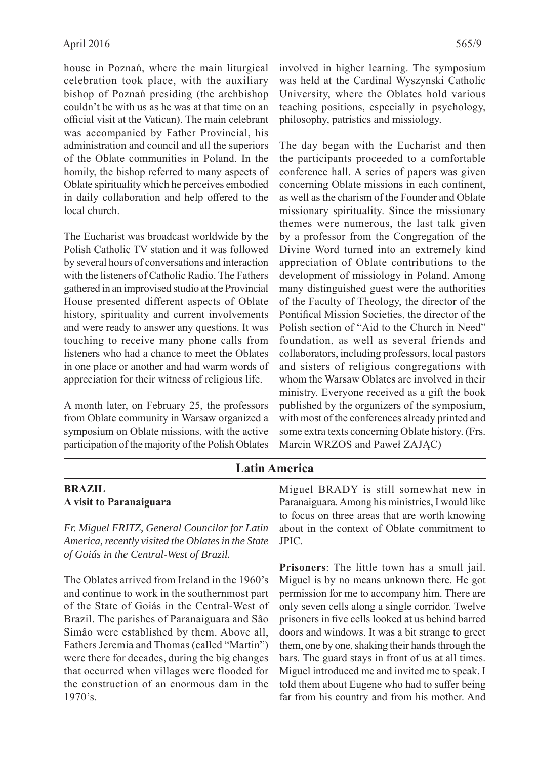house in Poznań, where the main liturgical celebration took place, with the auxiliary bishop of Poznań presiding (the archbishop couldn't be with us as he was at that time on an official visit at the Vatican). The main celebrant was accompanied by Father Provincial, his administration and council and all the superiors of the Oblate communities in Poland. In the homily, the bishop referred to many aspects of Oblate spirituality which he perceives embodied in daily collaboration and help offered to the local church.

The Eucharist was broadcast worldwide by the Polish Catholic TV station and it was followed by several hours of conversations and interaction with the listeners of Catholic Radio. The Fathers gathered in an improvised studio at the Provincial House presented different aspects of Oblate history, spirituality and current involvements and were ready to answer any questions. It was touching to receive many phone calls from listeners who had a chance to meet the Oblates in one place or another and had warm words of appreciation for their witness of religious life.

A month later, on February 25, the professors from Oblate community in Warsaw organized a symposium on Oblate missions, with the active participation of the majority of the Polish Oblates involved in higher learning. The symposium was held at the Cardinal Wyszynski Catholic University, where the Oblates hold various teaching positions, especially in psychology, philosophy, patristics and missiology.

The day began with the Eucharist and then the participants proceeded to a comfortable conference hall. A series of papers was given concerning Oblate missions in each continent, as well as the charism of the Founder and Oblate missionary spirituality. Since the missionary themes were numerous, the last talk given by a professor from the Congregation of the Divine Word turned into an extremely kind appreciation of Oblate contributions to the development of missiology in Poland. Among many distinguished guest were the authorities of the Faculty of Theology, the director of the Pontifical Mission Societies, the director of the Polish section of "Aid to the Church in Need" foundation, as well as several friends and collaborators, including professors, local pastors and sisters of religious congregations with whom the Warsaw Oblates are involved in their ministry. Everyone received as a gift the book published by the organizers of the symposium, with most of the conferences already printed and some extra texts concerning Oblate history. (Frs. Marcin WRZOS and Paweł ZAJĄC)

## Latin America

### BRAZIL
**A visit to Paranaiguara**

*Fr. Miguel FRITZ, General Councilor for Latin America, recently visited the Oblates in the State of Goiás in the Central-West of Brazil.*

The Oblates arrived from Ireland in the 1960's and continue to work in the southernmost part of the State of Goiás in the Central-West of Brazil. The parishes of Paranaiguara and Sâo Simâo were established by them. Above all, Fathers Jeremia and Thomas (called "Martin") were there for decades, during the big changes that occurred when villages were flooded for the construction of an enormous dam in the 1970's.

Miguel BRADY is still somewhat new in Paranaiguara. Among his ministries, I would like to focus on three areas that are worth knowing about in the context of Oblate commitment to JPIC.

**Prisoners**: The little town has a small jail. Miguel is by no means unknown there. He got permission for me to accompany him. There are only seven cells along a single corridor. Twelve prisoners in five cells looked at us behind barred doors and windows. It was a bit strange to greet them, one by one, shaking their hands through the bars. The guard stays in front of us at all times. Miguel introduced me and invited me to speak. I told them about Eugene who had to suffer being far from his country and from his mother. And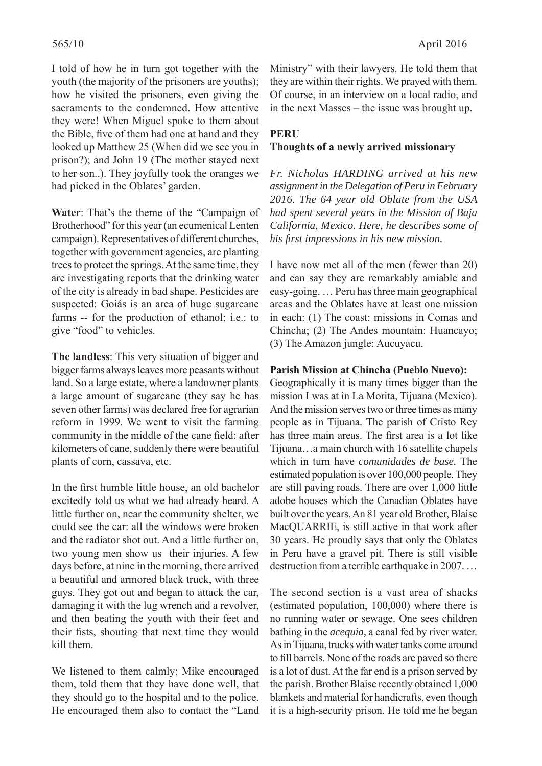I told of how he in turn got together with the youth (the majority of the prisoners are youths); how he visited the prisoners, even giving the sacraments to the condemned. How attentive they were! When Miguel spoke to them about the Bible, five of them had one at hand and they looked up Matthew 25 (When did we see you in prison?); and John 19 (The mother stayed next to her son..). They joyfully took the oranges we had picked in the Oblates' garden.

**Water**: That's the theme of the "Campaign of Brotherhood" for this year (an ecumenical Lenten campaign). Representatives of different churches, together with government agencies, are planting trees to protect the springs. At the same time, they are investigating reports that the drinking water of the city is already in bad shape. Pesticides are suspected: Goiás is an area of huge sugarcane farms -- for the production of ethanol; i.e.: to give "food" to vehicles.

**The landless**: This very situation of bigger and bigger farms always leaves more peasants without land. So a large estate, where a landowner plants a large amount of sugarcane (they say he has seven other farms) was declared free for agrarian reform in 1999. We went to visit the farming community in the middle of the cane field: after kilometers of cane, suddenly there were beautiful plants of corn, cassava, etc.

In the first humble little house, an old bachelor excitedly told us what we had already heard. A little further on, near the community shelter, we could see the car: all the windows were broken and the radiator shot out. And a little further on, two young men show us their injuries. A few days before, at nine in the morning, there arrived a beautiful and armored black truck, with three guys. They got out and began to attack the car, damaging it with the lug wrench and a revolver, and then beating the youth with their feet and their fists, shouting that next time they would kill them.

We listened to them calmly; Mike encouraged them, told them that they have done well, that they should go to the hospital and to the police. He encouraged them also to contact the "Land Ministry" with their lawyers. He told them that they are within their rights. We prayed with them. Of course, in an interview on a local radio, and in the next Masses – the issue was brought up.

## PERU

### Thoughts of a newly arrived missionary

*Fr. Nicholas HARDING arrived at his new assignment in the Delegation of Peru in February 2016. The 64 year old Oblate from the USA had spent several years in the Mission of Baja California, Mexico. Here, he describes some of his first impressions in his new mission.*

I have now met all of the men (fewer than 20) and can say they are remarkably amiable and easy-going. … Peru has three main geographical areas and the Oblates have at least one mission in each: (1) The coast: missions in Comas and Chincha; (2) The Andes mountain: Huancayo; (3) The Amazon jungle: Aucuyacu.

**Parish Mission at Chincha (Pueblo Nuevo):** Geographically it is many times bigger than the mission I was at in La Morita, Tijuana (Mexico). And the mission serves two or three times as many people as in Tijuana. The parish of Cristo Rey has three main areas. The first area is a lot like Tijuana…a main church with 16 satellite chapels which in turn have *comunidades de base.* The estimated population is over 100,000 people. They are still paving roads. There are over 1,000 little adobe houses which the Canadian Oblates have built over the years. An 81 year old Brother, Blaise MacQUARRIE, is still active in that work after 30 years. He proudly says that only the Oblates in Peru have a gravel pit. There is still visible destruction from a terrible earthquake in 2007. …

The second section is a vast area of shacks (estimated population, 100,000) where there is no running water or sewage. One sees children bathing in the *acequia,* a canal fed by river water. As in Tijuana, trucks with water tanks come around to fill barrels. None of the roads are paved so there is a lot of dust. At the far end is a prison served by the parish. Brother Blaise recently obtained 1,000 blankets and material for handicrafts, even though it is a high-security prison. He told me he began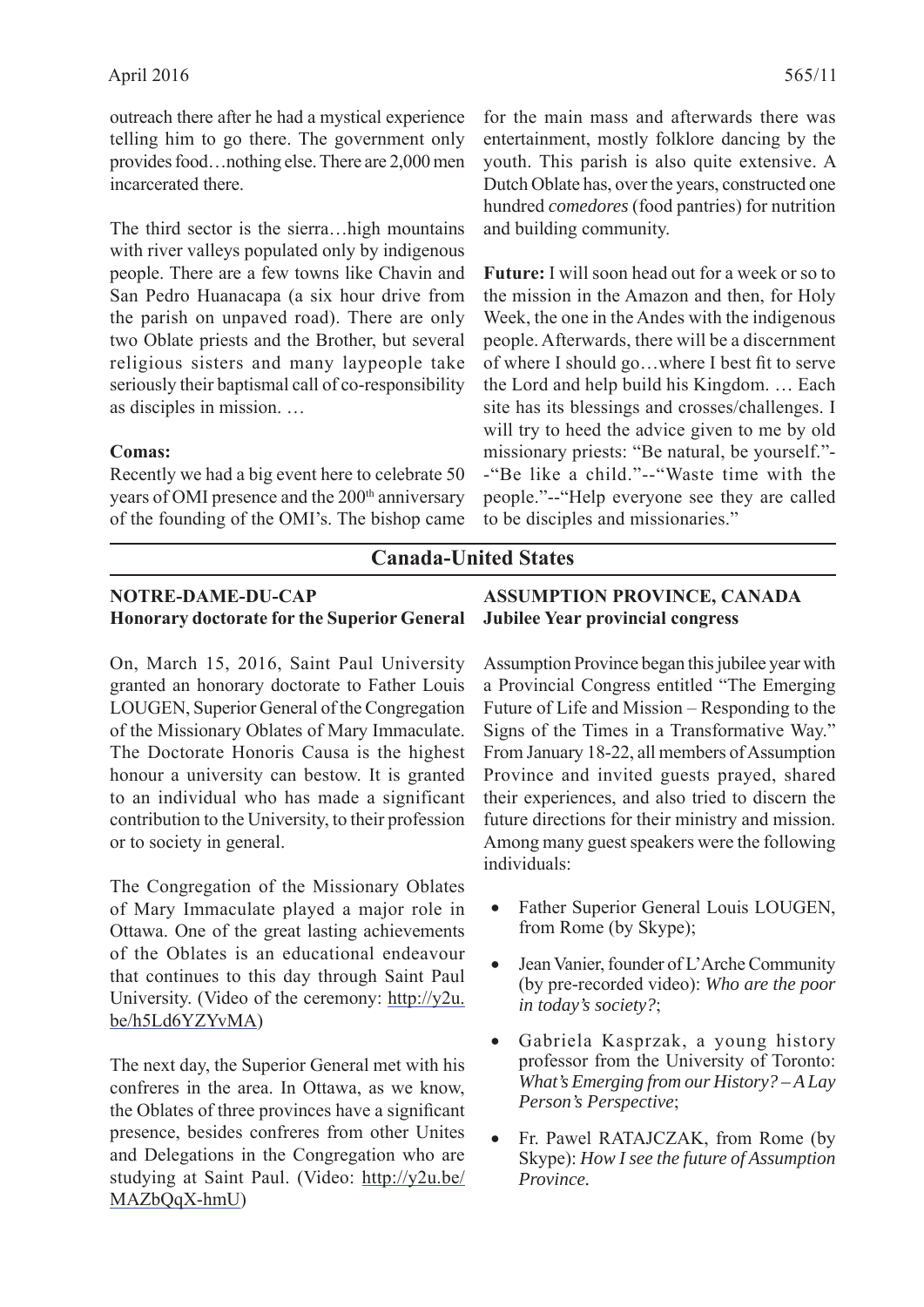outreach there after he had a mystical experience telling him to go there. The government only provides food…nothing else. There are 2,000 men incarcerated there.

The third sector is the sierra…high mountains with river valleys populated only by indigenous people. There are a few towns like Chavin and San Pedro Huanacapa (a six hour drive from the parish on unpaved road). There are only two Oblate priests and the Brother, but several religious sisters and many laypeople take seriously their baptismal call of co-responsibility as disciples in mission. …

**Comas:**

Recently we had a big event here to celebrate 50 years of OMI presence and the 200th anniversary of the founding of the OMI's. The bishop came for the main mass and afterwards there was entertainment, mostly folklore dancing by the youth. This parish is also quite extensive. A Dutch Oblate has, over the years, constructed one hundred *comedores* (food pantries) for nutrition and building community.

**Future:** I will soon head out for a week or so to the mission in the Amazon and then, for Holy Week, the one in the Andes with the indigenous people. Afterwards, there will be a discernment of where I should go…where I best fit to serve the Lord and help build his Kingdom. … Each site has its blessings and crosses/challenges. I will try to heed the advice given to me by old missionary priests: "Be natural, be yourself."--"Be like a child."--"Waste time with the people."--"Help everyone see they are called to be disciples and missionaries."

## Canada-United States

### NOTRE-DAME-DU-CAP
**Honorary doctorate for the Superior General**

On, March 15, 2016, Saint Paul University granted an honorary doctorate to Father Louis LOUGEN, Superior General of the Congregation of the Missionary Oblates of Mary Immaculate. The Doctorate Honoris Causa is the highest honour a university can bestow. It is granted to an individual who has made a significant contribution to the University, to their profession or to society in general.

The Congregation of the Missionary Oblates of Mary Immaculate played a major role in Ottawa. One of the great lasting achievements of the Oblates is an educational endeavour that continues to this day through Saint Paul University. (Video of the ceremony: http://y2u.be/h5Ld6YZYvMA)

The next day, the Superior General met with his confreres in the area. In Ottawa, as we know, the Oblates of three provinces have a significant presence, besides confreres from other Unites and Delegations in the Congregation who are studying at Saint Paul. (Video: http://y2u.be/MAZbQqX-hmU)

### ASSUMPTION PROVINCE, CANADA
**Jubilee Year provincial congress**

Assumption Province began this jubilee year with a Provincial Congress entitled "The Emerging Future of Life and Mission – Responding to the Signs of the Times in a Transformative Way." From January 18-22, all members of Assumption Province and invited guests prayed, shared their experiences, and also tried to discern the future directions for their ministry and mission. Among many guest speakers were the following individuals:

- Father Superior General Louis LOUGEN, from Rome (by Skype);
- Jean Vanier, founder of L'Arche Community (by pre-recorded video): *Who are the poor in today's society?*;
- Gabriela Kasprzak, a young history professor from the University of Toronto: *What's Emerging from our History? – A Lay Person's Perspective*;
- Fr. Pawel RATAJCZAK, from Rome (by Skype): *How I see the future of Assumption Province.*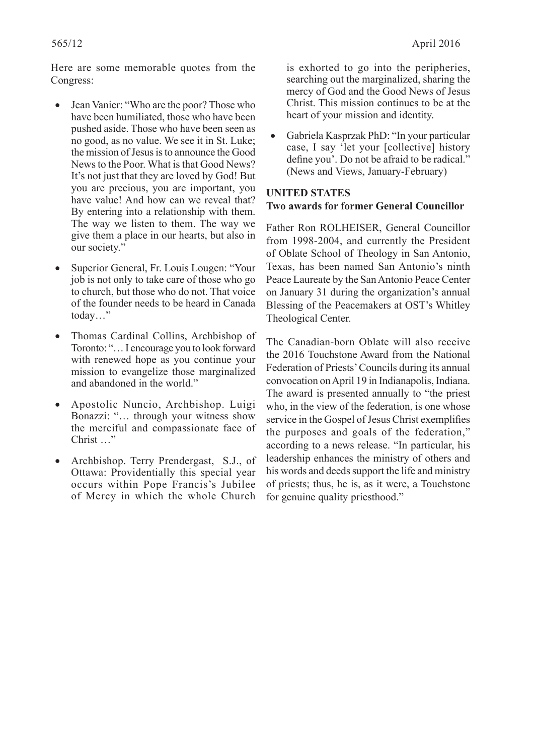Here are some memorable quotes from the Congress:

- Jean Vanier: "Who are the poor? Those who have been humiliated, those who have been pushed aside. Those who have been seen as no good, as no value. We see it in St. Luke; the mission of Jesus is to announce the Good News to the Poor. What is that Good News? It's not just that they are loved by God! But you are precious, you are important, you have value! And how can we reveal that? By entering into a relationship with them. The way we listen to them. The way we give them a place in our hearts, but also in our society."
- Superior General, Fr. Louis Lougen: "Your job is not only to take care of those who go to church, but those who do not. That voice of the founder needs to be heard in Canada today…"
- Thomas Cardinal Collins, Archbishop of Toronto: "… I encourage you to look forward with renewed hope as you continue your mission to evangelize those marginalized and abandoned in the world."
- Apostolic Nuncio, Archbishop. Luigi Bonazzi: "… through your witness show the merciful and compassionate face of Christ …"
- Archbishop. Terry Prendergast, S.J., of Ottawa: Providentially this special year occurs within Pope Francis's Jubilee of Mercy in which the whole Church is exhorted to go into the peripheries, searching out the marginalized, sharing the mercy of God and the Good News of Jesus Christ. This mission continues to be at the heart of your mission and identity.
- Gabriela Kasprzak PhD: "In your particular case, I say 'let your [collective] history define you'. Do not be afraid to be radical." (News and Views, January-February)

**UNITED STATES**
**Two awards for former General Councillor**

Father Ron ROLHEISER, General Councillor from 1998-2004, and currently the President of Oblate School of Theology in San Antonio, Texas, has been named San Antonio's ninth Peace Laureate by the San Antonio Peace Center on January 31 during the organization's annual Blessing of the Peacemakers at OST's Whitley Theological Center.

The Canadian-born Oblate will also receive the 2016 Touchstone Award from the National Federation of Priests' Councils during its annual convocation on April 19 in Indianapolis, Indiana. The award is presented annually to "the priest who, in the view of the federation, is one whose service in the Gospel of Jesus Christ exemplifies the purposes and goals of the federation," according to a news release. "In particular, his leadership enhances the ministry of others and his words and deeds support the life and ministry of priests; thus, he is, as it were, a Touchstone for genuine quality priesthood."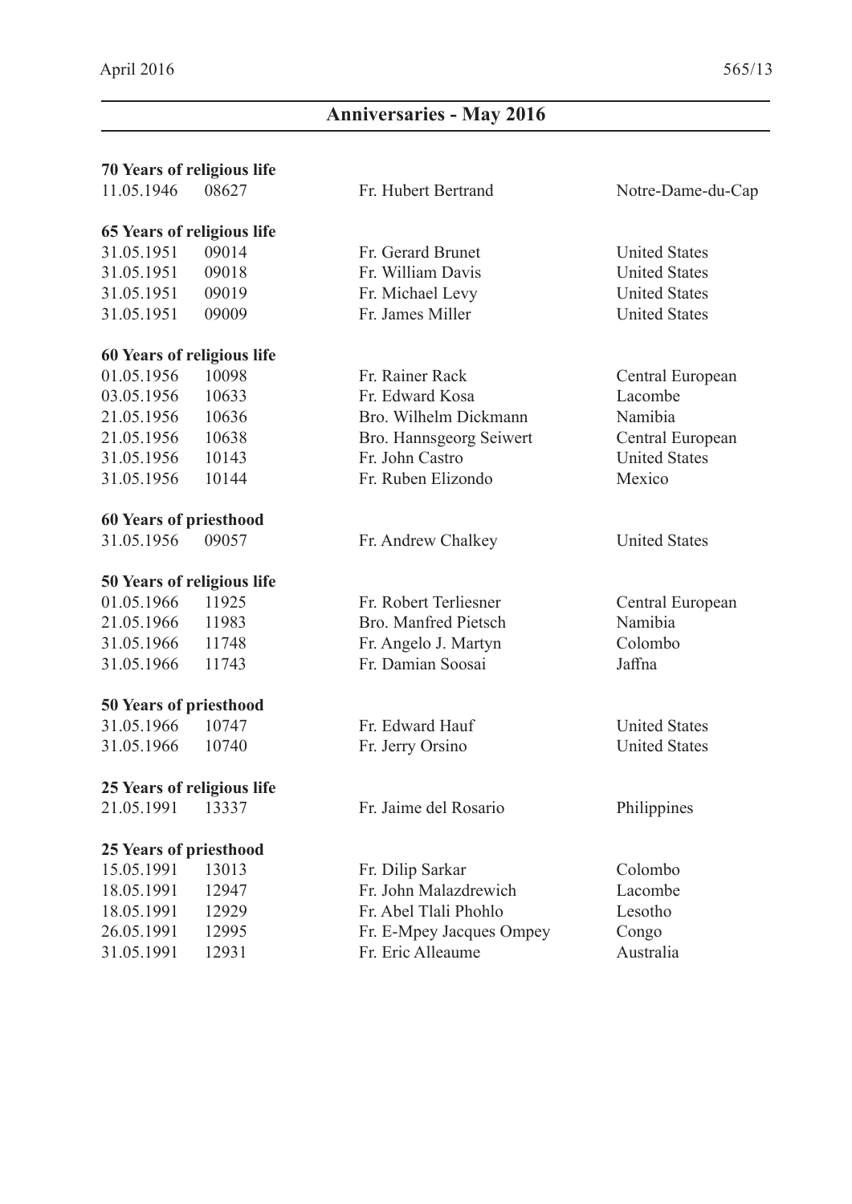## Anniversaries - May 2016

**70 Years of religious life**

| | | | |
|---|---|---|---|
| 11.05.1946 | 08627 | Fr. Hubert Bertrand | Notre-Dame-du-Cap |

**65 Years of religious life**

| | | | |
|---|---|---|---|
| 31.05.1951 | 09014 | Fr. Gerard Brunet | United States |
| 31.05.1951 | 09018 | Fr. William Davis | United States |
| 31.05.1951 | 09019 | Fr. Michael Levy | United States |
| 31.05.1951 | 09009 | Fr. James Miller | United States |

**60 Years of religious life**

| | | | |
|---|---|---|---|
| 01.05.1956 | 10098 | Fr. Rainer Rack | Central European |
| 03.05.1956 | 10633 | Fr. Edward Kosa | Lacombe |
| 21.05.1956 | 10636 | Bro. Wilhelm Dickmann | Namibia |
| 21.05.1956 | 10638 | Bro. Hannsgeorg Seiwert | Central European |
| 31.05.1956 | 10143 | Fr. John Castro | United States |
| 31.05.1956 | 10144 | Fr. Ruben Elizondo | Mexico |

**60 Years of priesthood**

| | | | |
|---|---|---|---|
| 31.05.1956 | 09057 | Fr. Andrew Chalkey | United States |

**50 Years of religious life**

| | | | |
|---|---|---|---|
| 01.05.1966 | 11925 | Fr. Robert Terliesner | Central European |
| 21.05.1966 | 11983 | Bro. Manfred Pietsch | Namibia |
| 31.05.1966 | 11748 | Fr. Angelo J. Martyn | Colombo |
| 31.05.1966 | 11743 | Fr. Damian Soosai | Jaffna |

**50 Years of priesthood**

| | | | |
|---|---|---|---|
| 31.05.1966 | 10747 | Fr. Edward Hauf | United States |
| 31.05.1966 | 10740 | Fr. Jerry Orsino | United States |

**25 Years of religious life**

| | | | |
|---|---|---|---|
| 21.05.1991 | 13337 | Fr. Jaime del Rosario | Philippines |

**25 Years of priesthood**

| | | | |
|---|---|---|---|
| 15.05.1991 | 13013 | Fr. Dilip Sarkar | Colombo |
| 18.05.1991 | 12947 | Fr. John Malazdrewich | Lacombe |
| 18.05.1991 | 12929 | Fr. Abel Tlali Phohlo | Lesotho |
| 26.05.1991 | 12995 | Fr. E-Mpey Jacques Ompey | Congo |
| 31.05.1991 | 12931 | Fr. Eric Alleaume | Australia |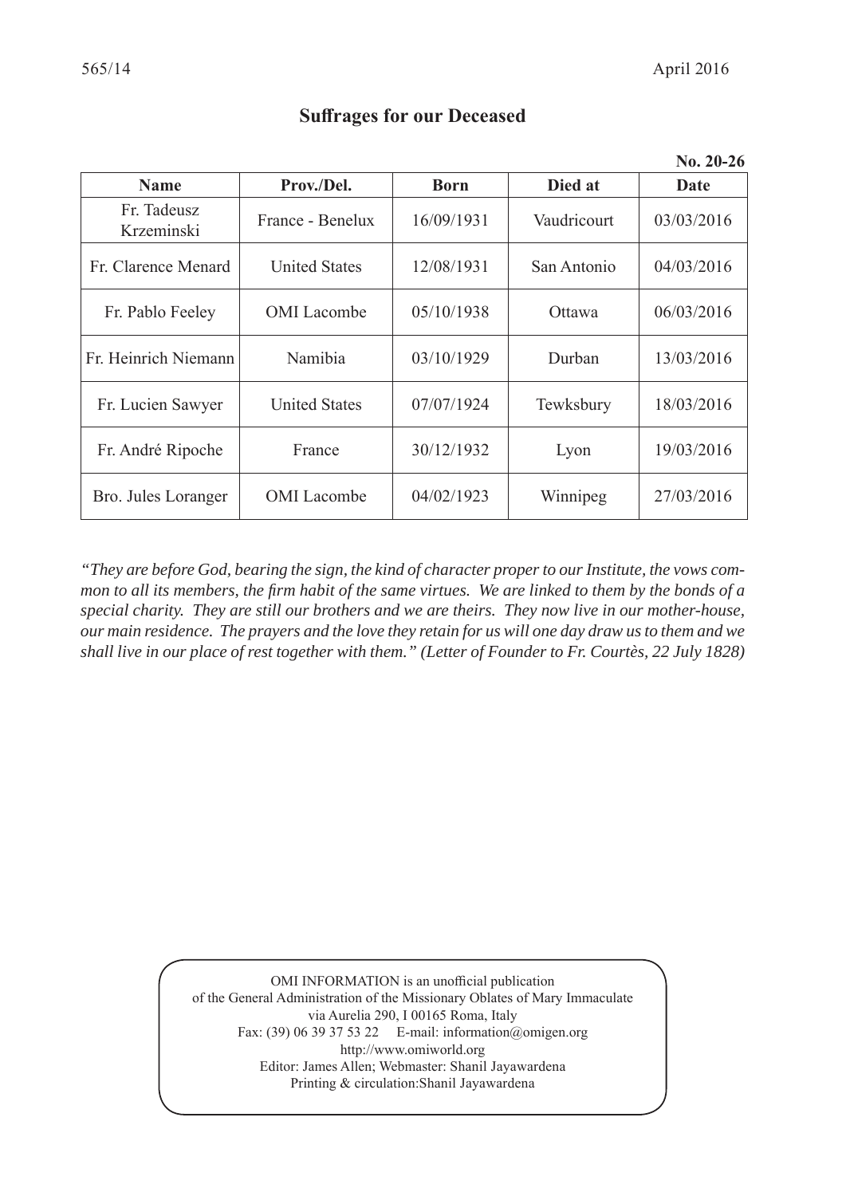## Suffrages for our Deceased

**No. 20-26**

| Name | Prov./Del. | Born | Died at | Date |
|---|---|---|---|---|
| Fr. Tadeusz Krzeminski | France - Benelux | 16/09/1931 | Vaudricourt | 03/03/2016 |
| Fr. Clarence Menard | United States | 12/08/1931 | San Antonio | 04/03/2016 |
| Fr. Pablo Feeley | OMI Lacombe | 05/10/1938 | Ottawa | 06/03/2016 |
| Fr. Heinrich Niemann | Namibia | 03/10/1929 | Durban | 13/03/2016 |
| Fr. Lucien Sawyer | United States | 07/07/1924 | Tewksbury | 18/03/2016 |
| Fr. André Ripoche | France | 30/12/1932 | Lyon | 19/03/2016 |
| Bro. Jules Loranger | OMI Lacombe | 04/02/1923 | Winnipeg | 27/03/2016 |

*"They are before God, bearing the sign, the kind of character proper to our Institute, the vows common to all its members, the firm habit of the same virtues. We are linked to them by the bonds of a special charity. They are still our brothers and we are theirs. They now live in our mother-house, our main residence. The prayers and the love they retain for us will one day draw us to them and we shall live in our place of rest together with them." (Letter of Founder to Fr. Courtès, 22 July 1828)*

OMI INFORMATION is an unofficial publication
of the General Administration of the Missionary Oblates of Mary Immaculate
via Aurelia 290, I 00165 Roma, Italy
Fax: (39) 06 39 37 53 22 E-mail: information@omigen.org
http://www.omiworld.org
Editor: James Allen; Webmaster: Shanil Jayawardena
Printing & circulation:Shanil Jayawardena